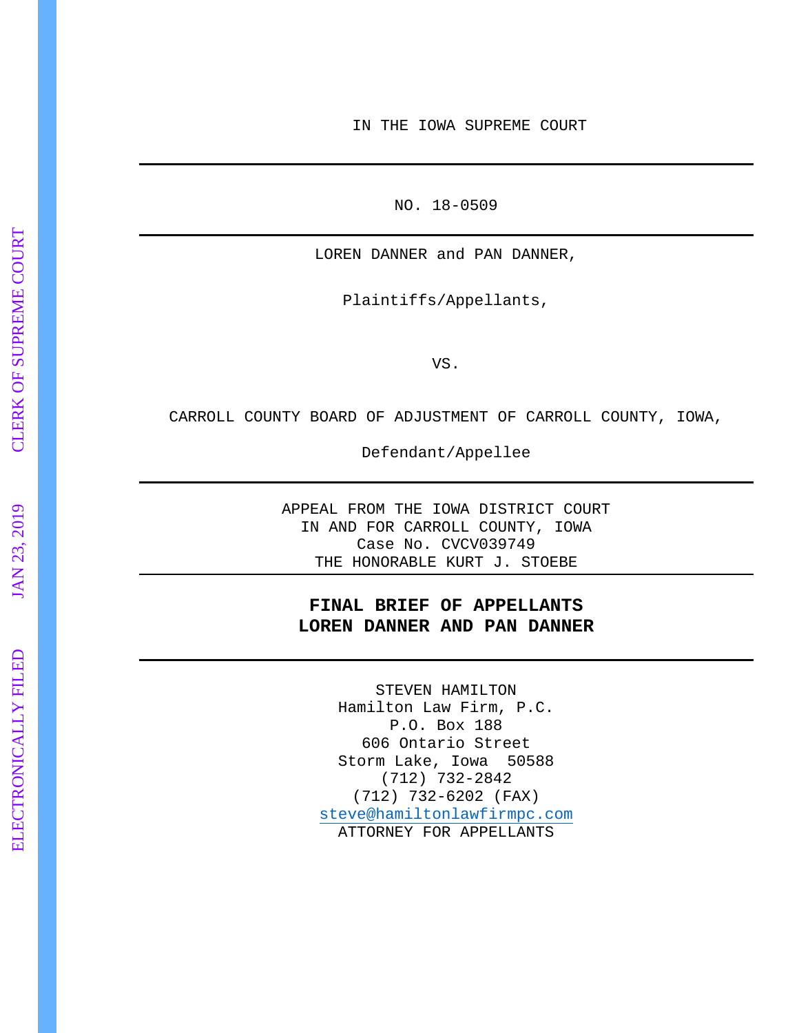IN THE IOWA SUPREME COURT

---

NO. 18-0509

---

LOREN DANNER and PAN DANNER,

Plaintiffs/Appellants,

VS.

CARROLL COUNTY BOARD OF ADJUSTMENT OF CARROLL COUNTY, IOWA,

Defendant/Appellee

---

APPEAL FROM THE IOWA DISTRICT COURT
IN AND FOR CARROLL COUNTY, IOWA
Case No. CVCV039749
THE HONORABLE KURT J. STOEBE

---

**FINAL BRIEF OF APPELLANTS**
**LOREN DANNER AND PAN DANNER**

---

STEVEN HAMILTON
Hamilton Law Firm, P.C.
P.O. Box 188
606 Ontario Street
Storm Lake, Iowa 50588
(712) 732-2842
(712) 732-6202 (FAX)
steve@hamiltonlawfirmpc.com
ATTORNEY FOR APPELLANTS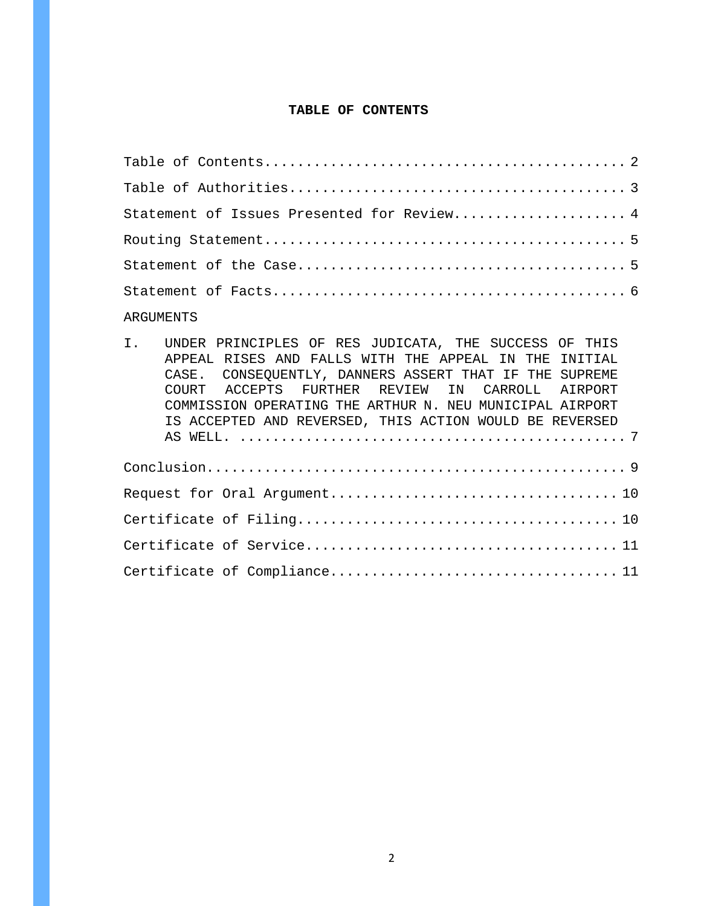# TABLE OF CONTENTS

Table of Contents........................................... 2

Table of Authorities........................................ 3

Statement of Issues Presented for Review.................... 4

Routing Statement........................................... 5

Statement of the Case....................................... 5

Statement of Facts.......................................... 6

ARGUMENTS

I. UNDER PRINCIPLES OF RES JUDICATA, THE SUCCESS OF THIS APPEAL RISES AND FALLS WITH THE APPEAL IN THE INITIAL CASE. CONSEQUENTLY, DANNERS ASSERT THAT IF THE SUPREME COURT ACCEPTS FURTHER REVIEW IN CARROLL AIRPORT COMMISSION OPERATING THE ARTHUR N. NEU MUNICIPAL AIRPORT IS ACCEPTED AND REVERSED, THIS ACTION WOULD BE REVERSED AS WELL. ............................................. 7

Conclusion.................................................. 9

Request for Oral Argument.................................. 10

Certificate of Filing...................................... 10

Certificate of Service..................................... 11

Certificate of Compliance.................................. 11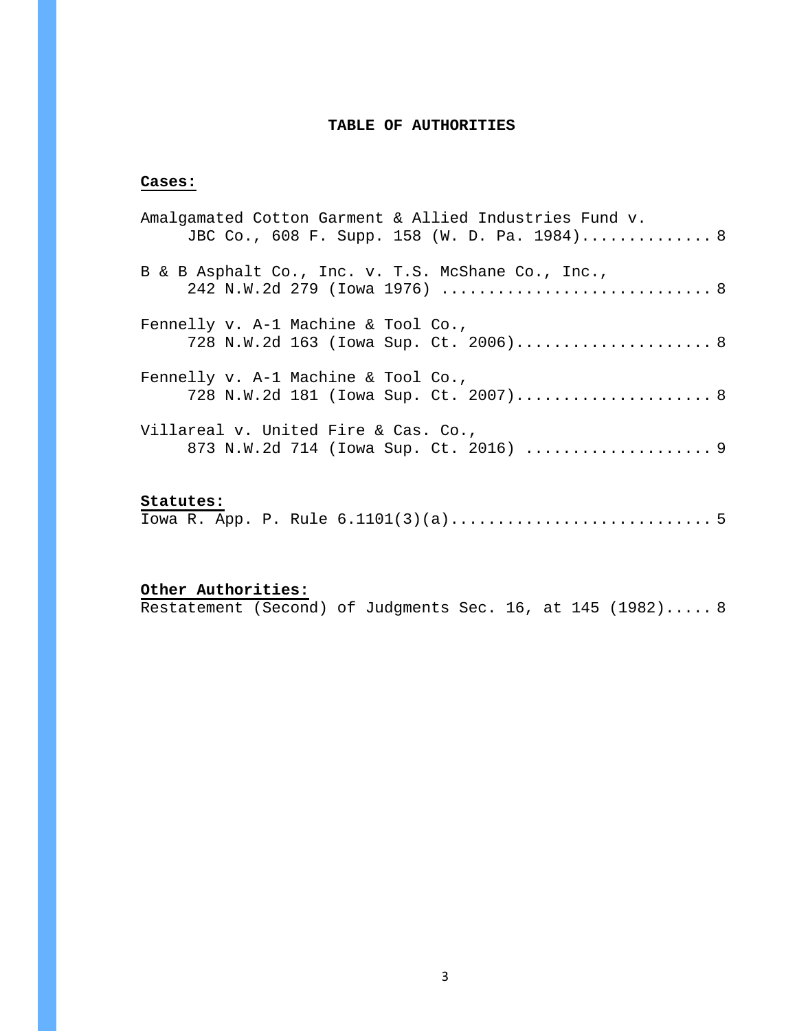# TABLE OF AUTHORITIES

**Cases:**

Amalgamated Cotton Garment & Allied Industries Fund v. JBC Co., 608 F. Supp. 158 (W. D. Pa. 1984)............. 8

B & B Asphalt Co., Inc. v. T.S. McShane Co., Inc., 242 N.W.2d 279 (Iowa 1976) ............................ 8

Fennelly v. A-1 Machine & Tool Co., 728 N.W.2d 163 (Iowa Sup. Ct. 2006).................... 8

Fennelly v. A-1 Machine & Tool Co., 728 N.W.2d 181 (Iowa Sup. Ct. 2007).................... 8

Villareal v. United Fire & Cas. Co., 873 N.W.2d 714 (Iowa Sup. Ct. 2016) ................... 9

**Statutes:**

Iowa R. App. P. Rule 6.1101(3)(a)........................... 5

**Other Authorities:**

Restatement (Second) of Judgments Sec. 16, at 145 (1982)..... 8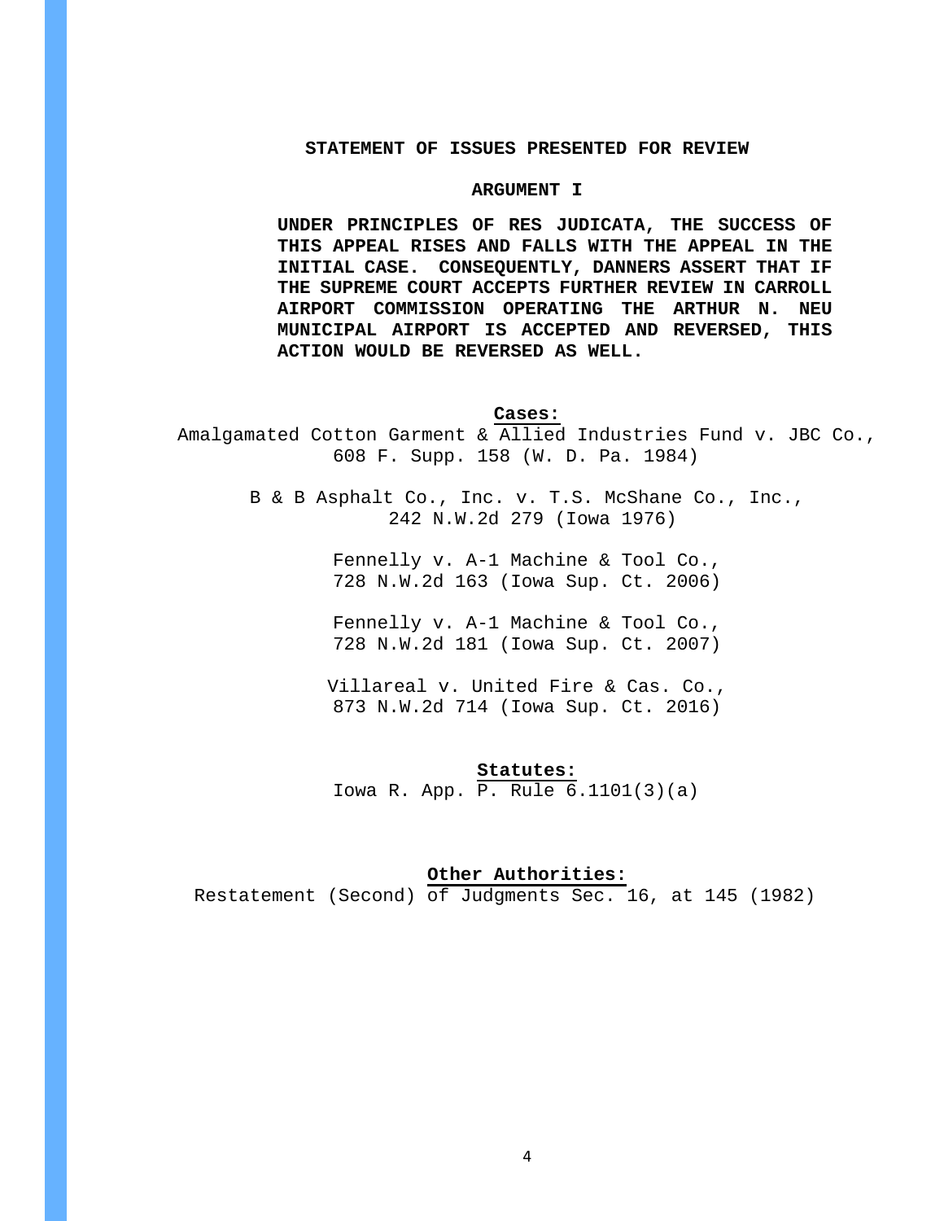## STATEMENT OF ISSUES PRESENTED FOR REVIEW

### ARGUMENT I

**UNDER PRINCIPLES OF RES JUDICATA, THE SUCCESS OF THIS APPEAL RISES AND FALLS WITH THE APPEAL IN THE INITIAL CASE. CONSEQUENTLY, DANNERS ASSERT THAT IF THE SUPREME COURT ACCEPTS FURTHER REVIEW IN CARROLL AIRPORT COMMISSION OPERATING THE ARTHUR N. NEU MUNICIPAL AIRPORT IS ACCEPTED AND REVERSED, THIS ACTION WOULD BE REVERSED AS WELL.**

**Cases:**

Amalgamated Cotton Garment & Allied Industries Fund v. JBC Co., 608 F. Supp. 158 (W. D. Pa. 1984)

B & B Asphalt Co., Inc. v. T.S. McShane Co., Inc., 242 N.W.2d 279 (Iowa 1976)

Fennelly v. A-1 Machine & Tool Co., 728 N.W.2d 163 (Iowa Sup. Ct. 2006)

Fennelly v. A-1 Machine & Tool Co., 728 N.W.2d 181 (Iowa Sup. Ct. 2007)

Villareal v. United Fire & Cas. Co., 873 N.W.2d 714 (Iowa Sup. Ct. 2016)

**Statutes:**

Iowa R. App. P. Rule 6.1101(3)(a)

**Other Authorities:**

Restatement (Second) of Judgments Sec. 16, at 145 (1982)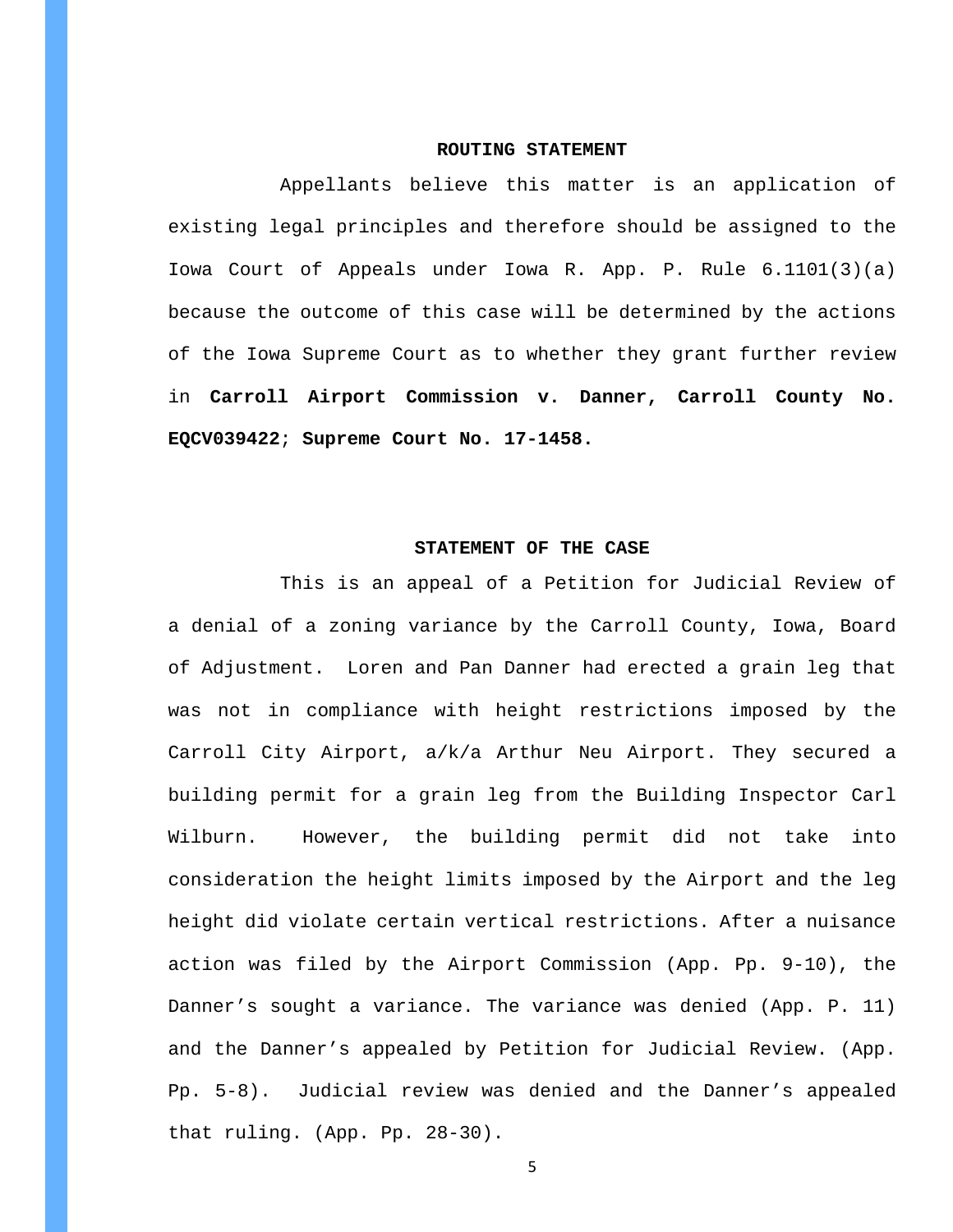## ROUTING STATEMENT

Appellants believe this matter is an application of existing legal principles and therefore should be assigned to the Iowa Court of Appeals under Iowa R. App. P. Rule 6.1101(3)(a) because the outcome of this case will be determined by the actions of the Iowa Supreme Court as to whether they grant further review in **Carroll Airport Commission v. Danner, Carroll County No. EQCV039422**; **Supreme Court No. 17-1458.**

## STATEMENT OF THE CASE

This is an appeal of a Petition for Judicial Review of a denial of a zoning variance by the Carroll County, Iowa, Board of Adjustment. Loren and Pan Danner had erected a grain leg that was not in compliance with height restrictions imposed by the Carroll City Airport, a/k/a Arthur Neu Airport. They secured a building permit for a grain leg from the Building Inspector Carl Wilburn. However, the building permit did not take into consideration the height limits imposed by the Airport and the leg height did violate certain vertical restrictions. After a nuisance action was filed by the Airport Commission (App. Pp. 9-10), the Danner's sought a variance. The variance was denied (App. P. 11) and the Danner's appealed by Petition for Judicial Review. (App. Pp. 5-8). Judicial review was denied and the Danner's appealed that ruling. (App. Pp. 28-30).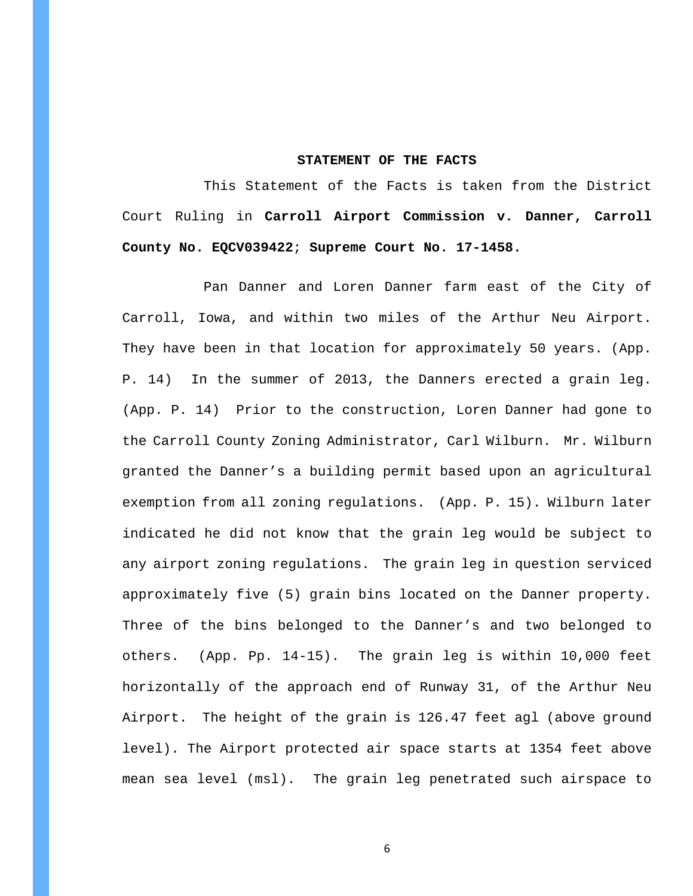## STATEMENT OF THE FACTS

This Statement of the Facts is taken from the District Court Ruling in **Carroll Airport Commission v. Danner, Carroll County No. EQCV039422**; **Supreme Court No. 17-1458.**

Pan Danner and Loren Danner farm east of the City of Carroll, Iowa, and within two miles of the Arthur Neu Airport. They have been in that location for approximately 50 years. (App. P. 14) In the summer of 2013, the Danners erected a grain leg. (App. P. 14) Prior to the construction, Loren Danner had gone to the Carroll County Zoning Administrator, Carl Wilburn. Mr. Wilburn granted the Danner's a building permit based upon an agricultural exemption from all zoning regulations. (App. P. 15). Wilburn later indicated he did not know that the grain leg would be subject to any airport zoning regulations. The grain leg in question serviced approximately five (5) grain bins located on the Danner property. Three of the bins belonged to the Danner's and two belonged to others. (App. Pp. 14-15). The grain leg is within 10,000 feet horizontally of the approach end of Runway 31, of the Arthur Neu Airport. The height of the grain is 126.47 feet agl (above ground level). The Airport protected air space starts at 1354 feet above mean sea level (msl). The grain leg penetrated such airspace to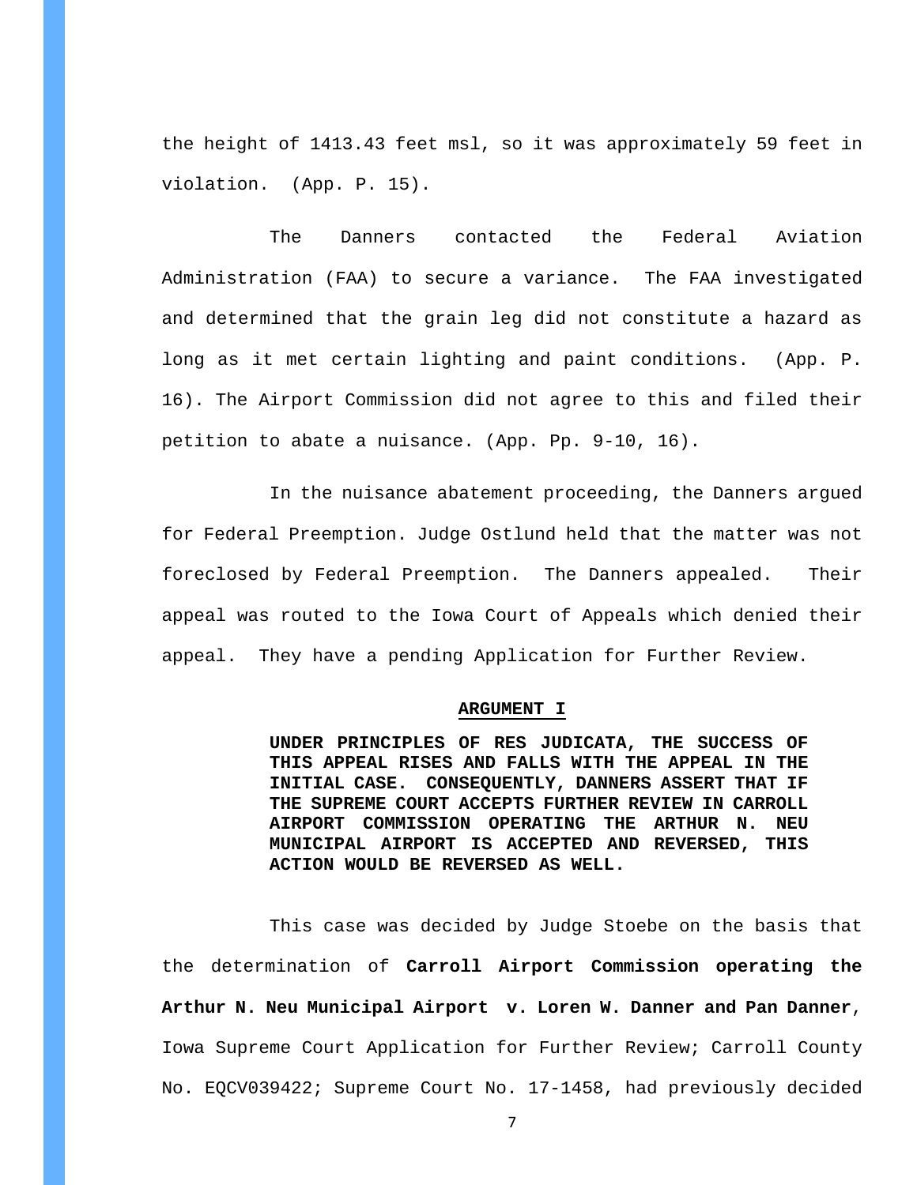the height of 1413.43 feet msl, so it was approximately 59 feet in violation. (App. P. 15).

The Danners contacted the Federal Aviation Administration (FAA) to secure a variance. The FAA investigated and determined that the grain leg did not constitute a hazard as long as it met certain lighting and paint conditions. (App. P. 16). The Airport Commission did not agree to this and filed their petition to abate a nuisance. (App. Pp. 9-10, 16).

In the nuisance abatement proceeding, the Danners argued for Federal Preemption. Judge Ostlund held that the matter was not foreclosed by Federal Preemption. The Danners appealed. Their appeal was routed to the Iowa Court of Appeals which denied their appeal. They have a pending Application for Further Review.

## ARGUMENT I

**UNDER PRINCIPLES OF RES JUDICATA, THE SUCCESS OF THIS APPEAL RISES AND FALLS WITH THE APPEAL IN THE INITIAL CASE. CONSEQUENTLY, DANNERS ASSERT THAT IF THE SUPREME COURT ACCEPTS FURTHER REVIEW IN CARROLL AIRPORT COMMISSION OPERATING THE ARTHUR N. NEU MUNICIPAL AIRPORT IS ACCEPTED AND REVERSED, THIS ACTION WOULD BE REVERSED AS WELL.**

This case was decided by Judge Stoebe on the basis that the determination of **Carroll Airport Commission operating the Arthur N. Neu Municipal Airport v. Loren W. Danner and Pan Danner**, Iowa Supreme Court Application for Further Review; Carroll County No. EQCV039422; Supreme Court No. 17-1458, had previously decided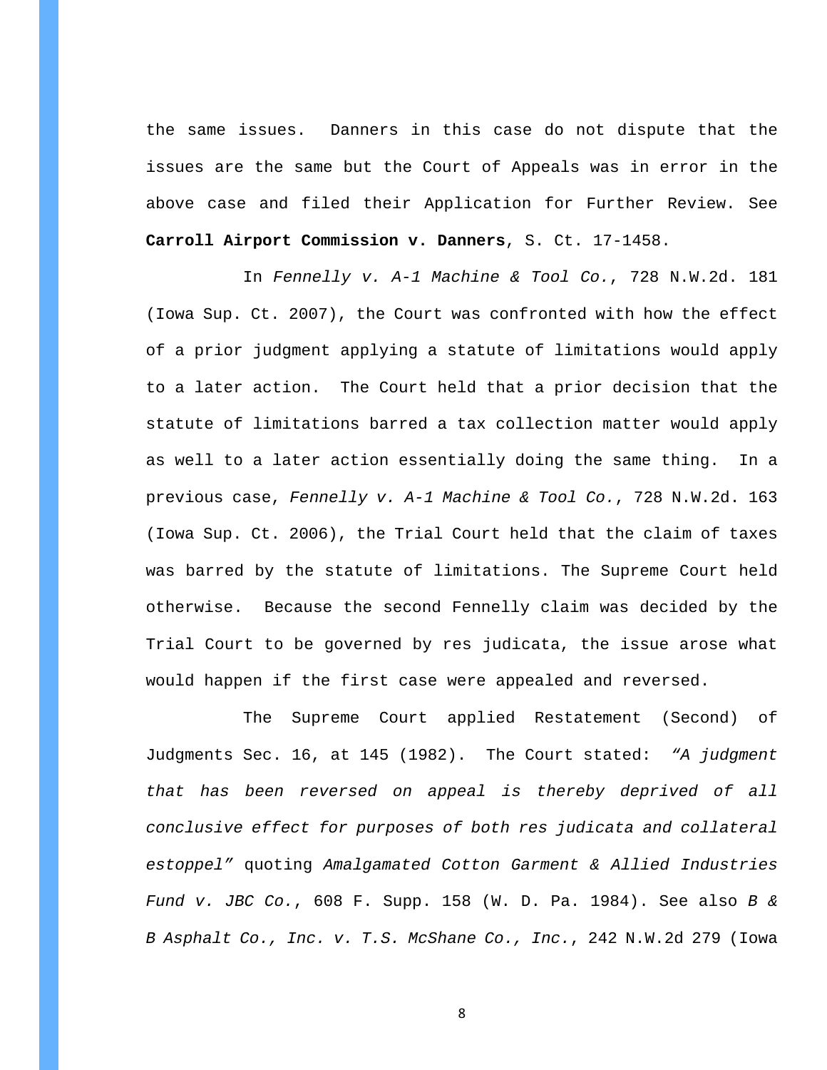the same issues. Danners in this case do not dispute that the issues are the same but the Court of Appeals was in error in the above case and filed their Application for Further Review. See **Carroll Airport Commission v. Danners**, S. Ct. 17-1458.

In *Fennelly v. A-1 Machine & Tool Co.*, 728 N.W.2d. 181 (Iowa Sup. Ct. 2007), the Court was confronted with how the effect of a prior judgment applying a statute of limitations would apply to a later action. The Court held that a prior decision that the statute of limitations barred a tax collection matter would apply as well to a later action essentially doing the same thing. In a previous case, *Fennelly v. A-1 Machine & Tool Co.*, 728 N.W.2d. 163 (Iowa Sup. Ct. 2006), the Trial Court held that the claim of taxes was barred by the statute of limitations. The Supreme Court held otherwise. Because the second Fennelly claim was decided by the Trial Court to be governed by res judicata, the issue arose what would happen if the first case were appealed and reversed.

The Supreme Court applied Restatement (Second) of Judgments Sec. 16, at 145 (1982). The Court stated: *"A judgment that has been reversed on appeal is thereby deprived of all conclusive effect for purposes of both res judicata and collateral estoppel"* quoting *Amalgamated Cotton Garment & Allied Industries Fund v. JBC Co.*, 608 F. Supp. 158 (W. D. Pa. 1984). See also *B & B Asphalt Co., Inc. v. T.S. McShane Co., Inc.*, 242 N.W.2d 279 (Iowa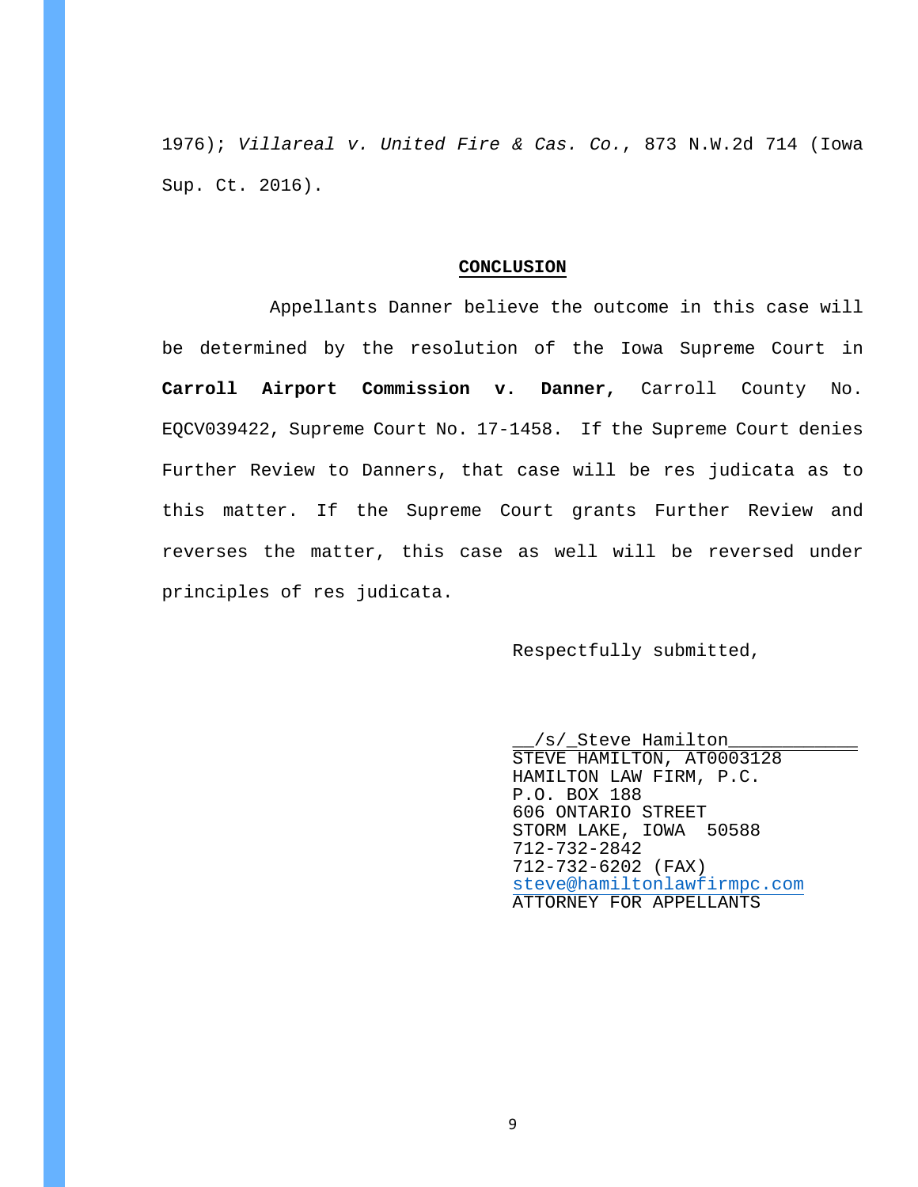1976); *Villareal v. United Fire & Cas. Co.*, 873 N.W.2d 714 (Iowa Sup. Ct. 2016).

## CONCLUSION

Appellants Danner believe the outcome in this case will be determined by the resolution of the Iowa Supreme Court in **Carroll Airport Commission v. Danner**, Carroll County No. EQCV039422, Supreme Court No. 17-1458. If the Supreme Court denies Further Review to Danners, that case will be res judicata as to this matter. If the Supreme Court grants Further Review and reverses the matter, this case as well will be reversed under principles of res judicata.

Respectfully submitted,

__/s/_Steve Hamilton____________
STEVE HAMILTON, AT0003128
HAMILTON LAW FIRM, P.C.
P.O. BOX 188
606 ONTARIO STREET
STORM LAKE, IOWA 50588
712-732-2842
712-732-6202 (FAX)
steve@hamiltonlawfirmpc.com
ATTORNEY FOR APPELLANTS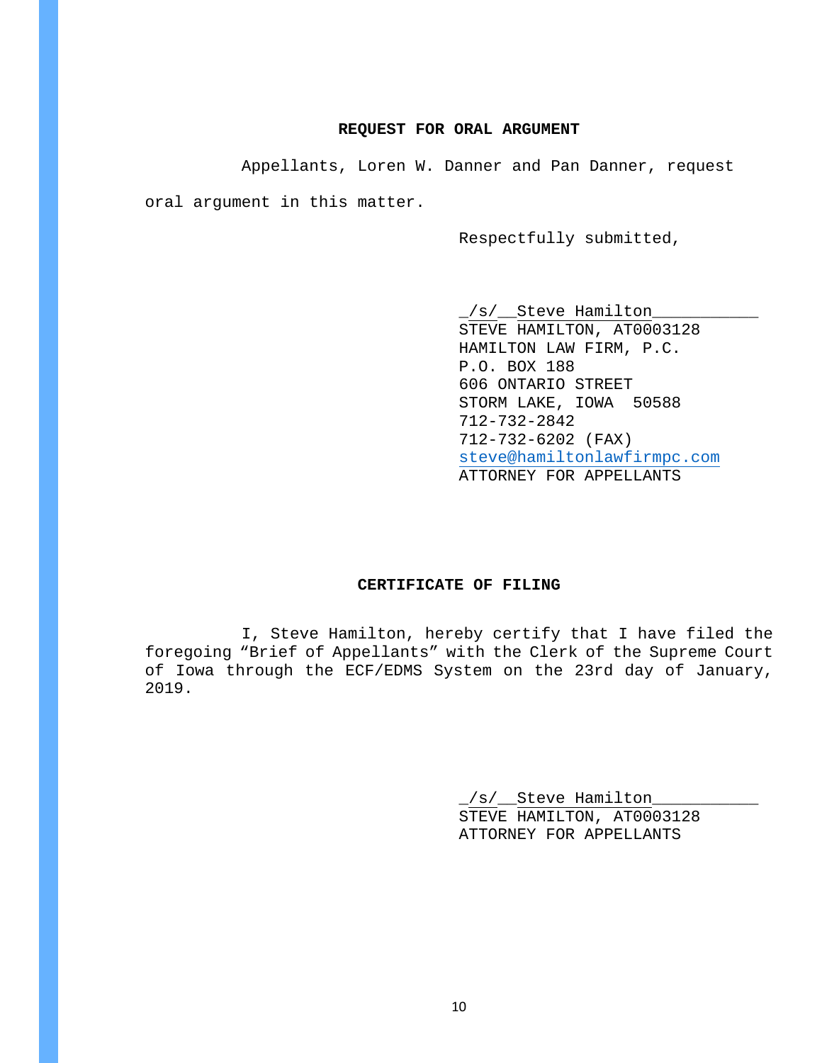## REQUEST FOR ORAL ARGUMENT

Appellants, Loren W. Danner and Pan Danner, request oral argument in this matter.

Respectfully submitted,

_/s/__Steve Hamilton___________
STEVE HAMILTON, AT0003128
HAMILTON LAW FIRM, P.C.
P.O. BOX 188
606 ONTARIO STREET
STORM LAKE, IOWA 50588
712-732-2842
712-732-6202 (FAX)
steve@hamiltonlawfirmpc.com
ATTORNEY FOR APPELLANTS

## CERTIFICATE OF FILING

I, Steve Hamilton, hereby certify that I have filed the foregoing "Brief of Appellants" with the Clerk of the Supreme Court of Iowa through the ECF/EDMS System on the 23rd day of January, 2019.

_/s/__Steve Hamilton___________
STEVE HAMILTON, AT0003128
ATTORNEY FOR APPELLANTS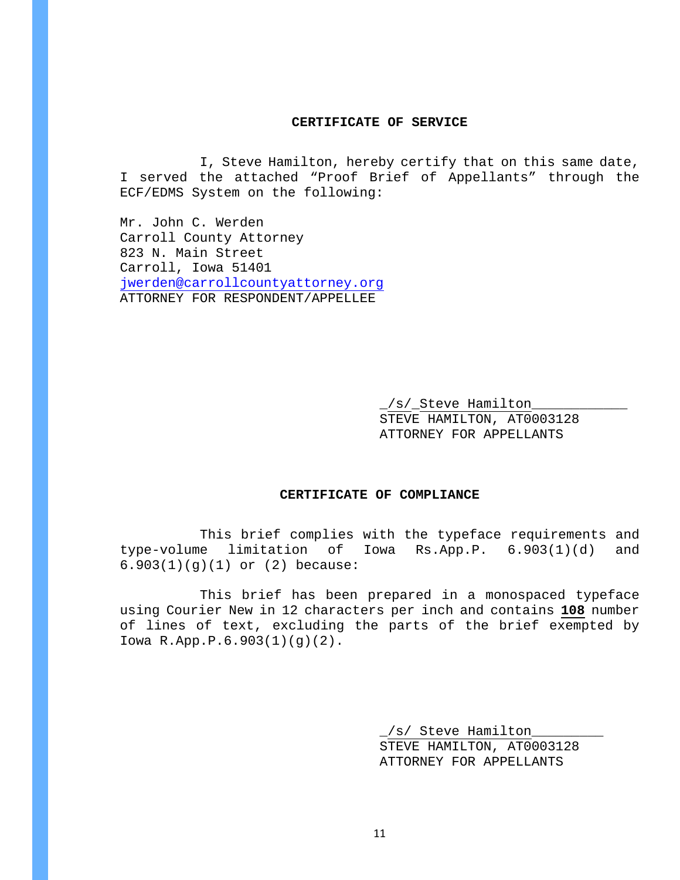## CERTIFICATE OF SERVICE

I, Steve Hamilton, hereby certify that on this same date, I served the attached "Proof Brief of Appellants" through the ECF/EDMS System on the following:

Mr. John C. Werden
Carroll County Attorney
823 N. Main Street
Carroll, Iowa 51401
jwerden@carrollcountyattorney.org
ATTORNEY FOR RESPONDENT/APPELLEE

_/s/_Steve Hamilton____________
STEVE HAMILTON, AT0003128
ATTORNEY FOR APPELLANTS

## CERTIFICATE OF COMPLIANCE

This brief complies with the typeface requirements and type-volume limitation of Iowa Rs.App.P. 6.903(1)(d) and 6.903(1)(g)(1) or (2) because:

This brief has been prepared in a monospaced typeface using Courier New in 12 characters per inch and contains **108** number of lines of text, excluding the parts of the brief exempted by Iowa R.App.P.6.903(1)(g)(2).

_/s/ Steve Hamilton_________
STEVE HAMILTON, AT0003128
ATTORNEY FOR APPELLANTS